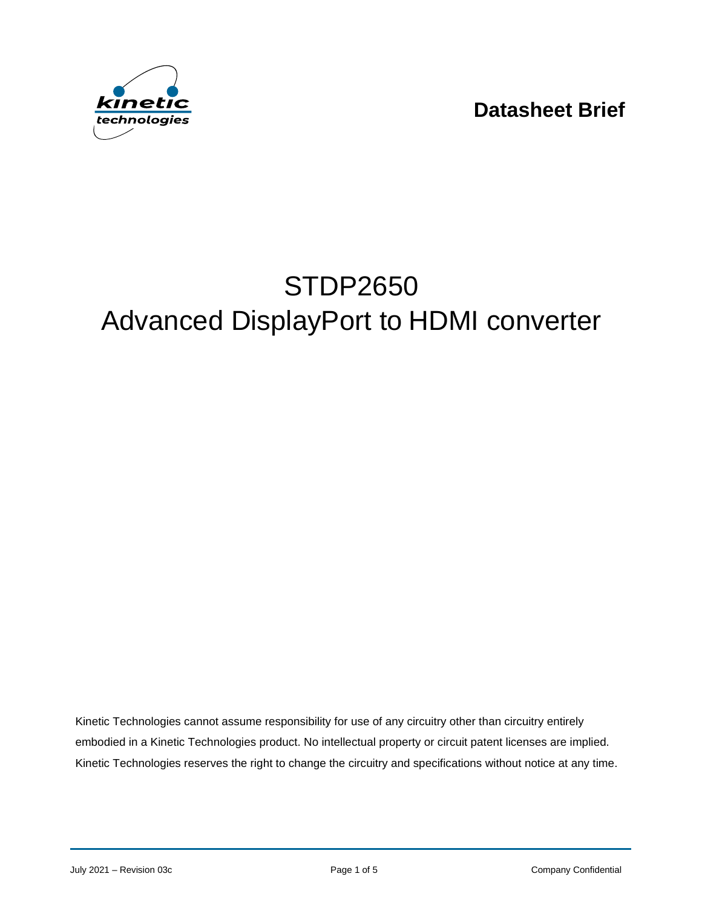**Datasheet Brief**

# STDP2650
# Advanced DisplayPort to HDMI converter

Kinetic Technologies cannot assume responsibility for use of any circuitry other than circuitry entirely embodied in a Kinetic Technologies product. No intellectual property or circuit patent licenses are implied. Kinetic Technologies reserves the right to change the circuitry and specifications without notice at any time.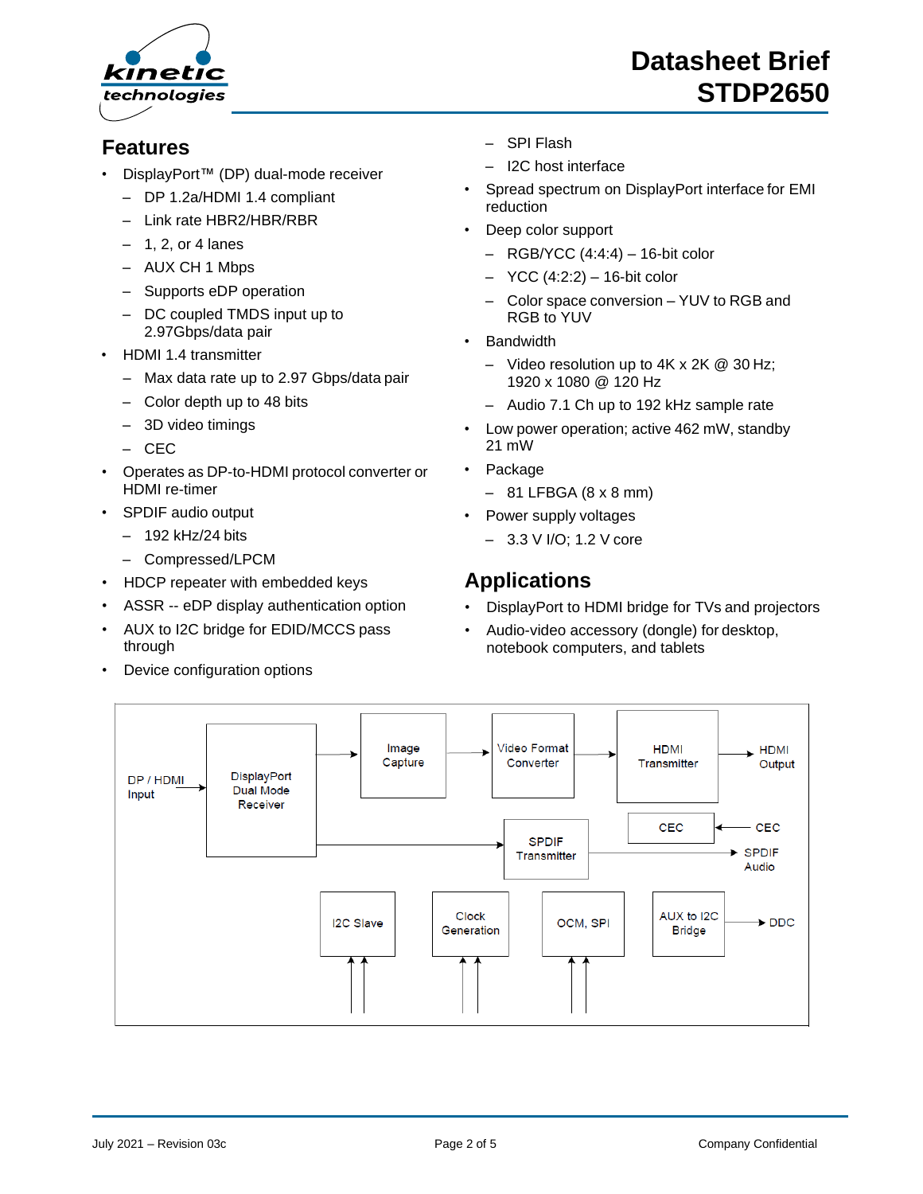# Datasheet Brief STDP2650

## Features

- DisplayPort™ (DP) dual-mode receiver
  - DP 1.2a/HDMI 1.4 compliant
  - Link rate HBR2/HBR/RBR
  - 1, 2, or 4 lanes
  - AUX CH 1 Mbps
  - Supports eDP operation
  - DC coupled TMDS input up to 2.97Gbps/data pair
- HDMI 1.4 transmitter
  - Max data rate up to 2.97 Gbps/data pair
  - Color depth up to 48 bits
  - 3D video timings
  - CEC
- Operates as DP-to-HDMI protocol converter or HDMI re-timer
- SPDIF audio output
  - 192 kHz/24 bits
  - Compressed/LPCM
- HDCP repeater with embedded keys
- ASSR -- eDP display authentication option
- AUX to I2C bridge for EDID/MCCS pass through
- Device configuration options
  - SPI Flash
  - I2C host interface
- Spread spectrum on DisplayPort interface for EMI reduction
- Deep color support
  - RGB/YCC (4:4:4) – 16-bit color
  - YCC (4:2:2) – 16-bit color
  - Color space conversion – YUV to RGB and RGB to YUV
- Bandwidth
  - Video resolution up to 4K x 2K @ 30 Hz; 1920 x 1080 @ 120 Hz
  - Audio 7.1 Ch up to 192 kHz sample rate
- Low power operation; active 462 mW, standby 21 mW
- Package
  - 81 LFBGA (8 x 8 mm)
- Power supply voltages
  - 3.3 V I/O; 1.2 V core

## Applications

- DisplayPort to HDMI bridge for TVs and projectors
- Audio-video accessory (dongle) for desktop, notebook computers, and tablets

DP / HDMI Input → DisplayPort Dual Mode Receiver → Image Capture → Video Format Converter → HDMI Transmitter → HDMI Output

DisplayPort Dual Mode Receiver → SPDIF Transmitter → SPDIF Audio

CEC ← CEC

I2C Slave | Clock Generation | OCM, SPI | AUX to I2C Bridge → DDC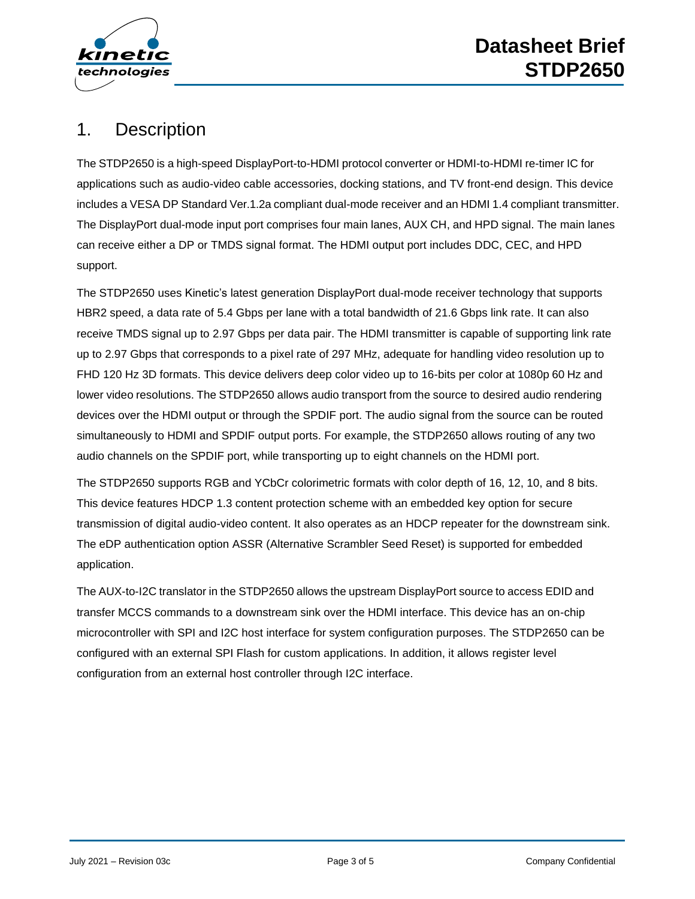# 1. Description

The STDP2650 is a high-speed DisplayPort-to-HDMI protocol converter or HDMI-to-HDMI re-timer IC for applications such as audio-video cable accessories, docking stations, and TV front-end design. This device includes a VESA DP Standard Ver.1.2a compliant dual-mode receiver and an HDMI 1.4 compliant transmitter. The DisplayPort dual-mode input port comprises four main lanes, AUX CH, and HPD signal. The main lanes can receive either a DP or TMDS signal format. The HDMI output port includes DDC, CEC, and HPD support.

The STDP2650 uses Kinetic's latest generation DisplayPort dual-mode receiver technology that supports HBR2 speed, a data rate of 5.4 Gbps per lane with a total bandwidth of 21.6 Gbps link rate. It can also receive TMDS signal up to 2.97 Gbps per data pair. The HDMI transmitter is capable of supporting link rate up to 2.97 Gbps that corresponds to a pixel rate of 297 MHz, adequate for handling video resolution up to FHD 120 Hz 3D formats. This device delivers deep color video up to 16-bits per color at 1080p 60 Hz and lower video resolutions. The STDP2650 allows audio transport from the source to desired audio rendering devices over the HDMI output or through the SPDIF port. The audio signal from the source can be routed simultaneously to HDMI and SPDIF output ports. For example, the STDP2650 allows routing of any two audio channels on the SPDIF port, while transporting up to eight channels on the HDMI port.

The STDP2650 supports RGB and YCbCr colorimetric formats with color depth of 16, 12, 10, and 8 bits. This device features HDCP 1.3 content protection scheme with an embedded key option for secure transmission of digital audio-video content. It also operates as an HDCP repeater for the downstream sink. The eDP authentication option ASSR (Alternative Scrambler Seed Reset) is supported for embedded application.

The AUX-to-I2C translator in the STDP2650 allows the upstream DisplayPort source to access EDID and transfer MCCS commands to a downstream sink over the HDMI interface. This device has an on-chip microcontroller with SPI and I2C host interface for system configuration purposes. The STDP2650 can be configured with an external SPI Flash for custom applications. In addition, it allows register level configuration from an external host controller through I2C interface.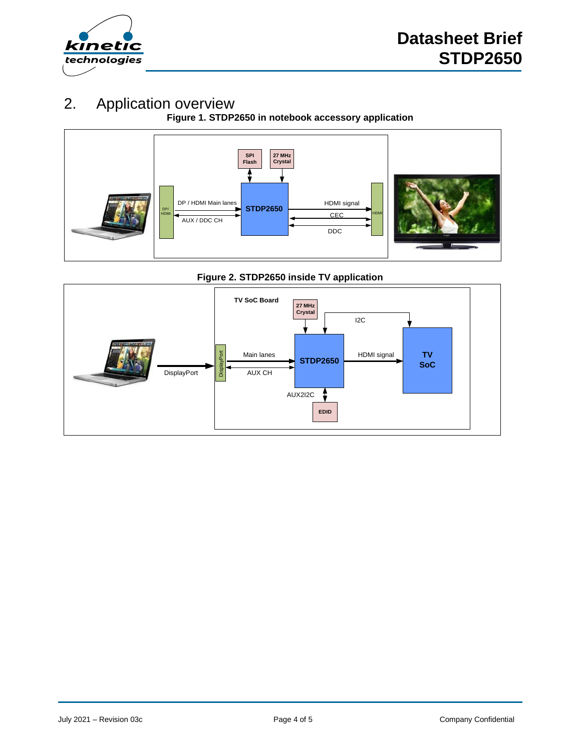## 2. Application overview

**Figure 1. STDP2650 in notebook accessory application**

**Figure 2. STDP2650 inside TV application**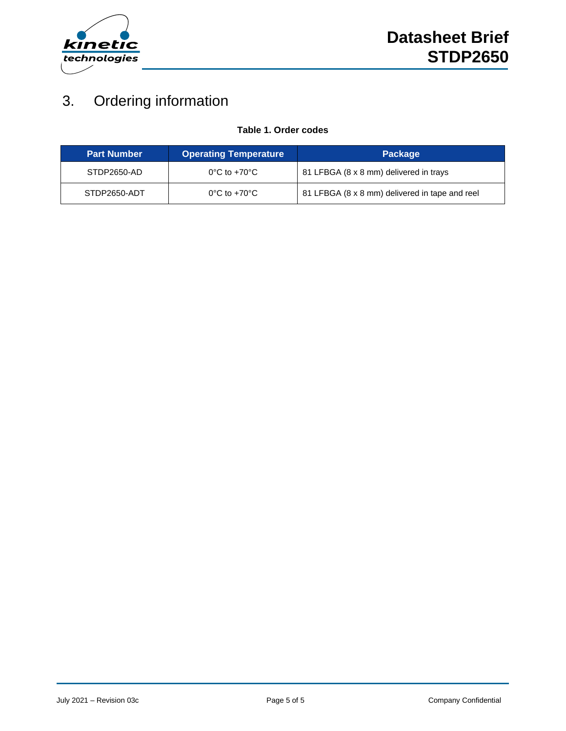# 3. Ordering information

**Table 1. Order codes**

| Part Number | Operating Temperature | Package |
|---|---|---|
| STDP2650-AD | 0°C to +70°C | 81 LFBGA (8 x 8 mm) delivered in trays |
| STDP2650-ADT | 0°C to +70°C | 81 LFBGA (8 x 8 mm) delivered in tape and reel |